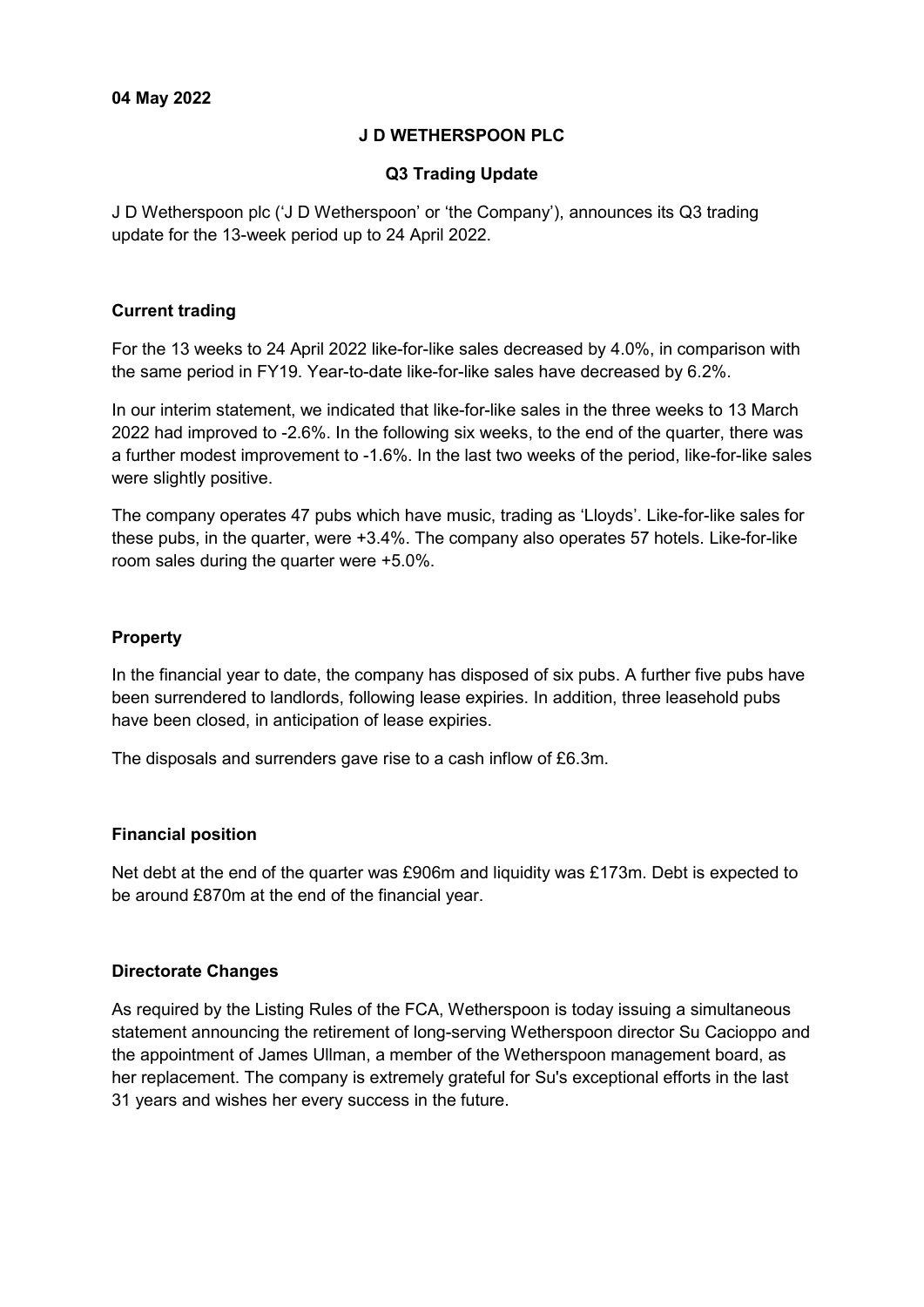**04 May 2022**

# J D WETHERSPOON PLC

## Q3 Trading Update

J D Wetherspoon plc ('J D Wetherspoon' or 'the Company'), announces its Q3 trading update for the 13-week period up to 24 April 2022.

### Current trading

For the 13 weeks to 24 April 2022 like-for-like sales decreased by 4.0%, in comparison with the same period in FY19. Year-to-date like-for-like sales have decreased by 6.2%.

In our interim statement, we indicated that like-for-like sales in the three weeks to 13 March 2022 had improved to -2.6%. In the following six weeks, to the end of the quarter, there was a further modest improvement to -1.6%. In the last two weeks of the period, like-for-like sales were slightly positive.

The company operates 47 pubs which have music, trading as 'Lloyds'. Like-for-like sales for these pubs, in the quarter, were +3.4%. The company also operates 57 hotels. Like-for-like room sales during the quarter were +5.0%.

### Property

In the financial year to date, the company has disposed of six pubs. A further five pubs have been surrendered to landlords, following lease expiries. In addition, three leasehold pubs have been closed, in anticipation of lease expiries.

The disposals and surrenders gave rise to a cash inflow of £6.3m.

### Financial position

Net debt at the end of the quarter was £906m and liquidity was £173m. Debt is expected to be around £870m at the end of the financial year.

### Directorate Changes

As required by the Listing Rules of the FCA, Wetherspoon is today issuing a simultaneous statement announcing the retirement of long-serving Wetherspoon director Su Cacioppo and the appointment of James Ullman, a member of the Wetherspoon management board, as her replacement. The company is extremely grateful for Su's exceptional efforts in the last 31 years and wishes her every success in the future.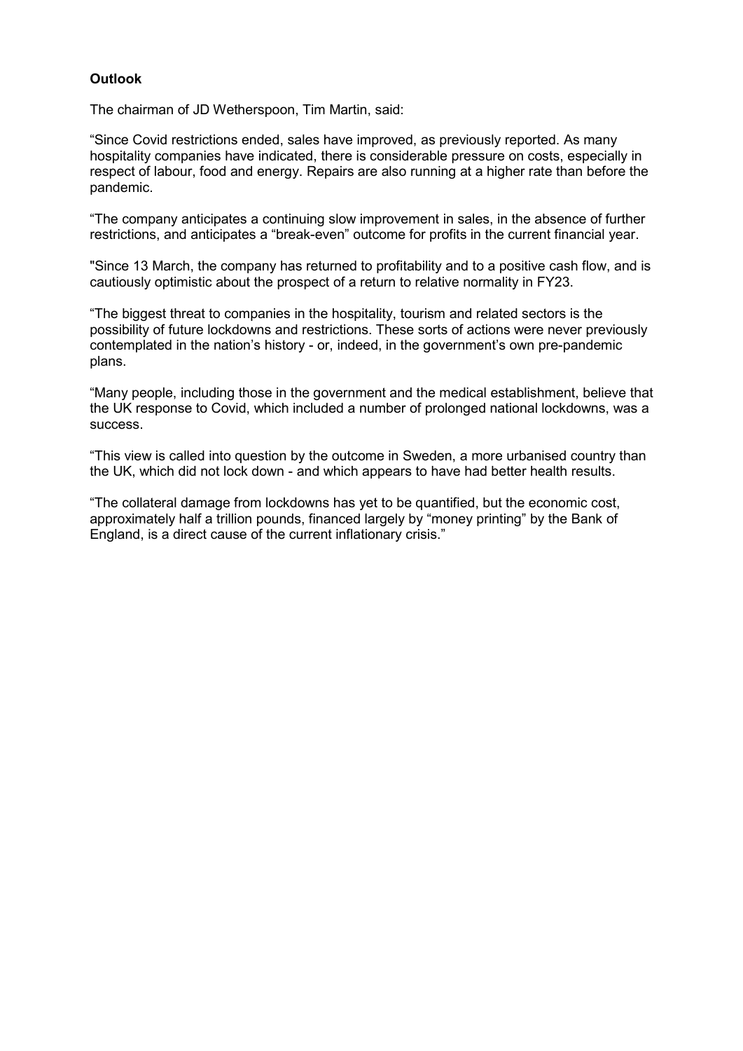**Outlook**

The chairman of JD Wetherspoon, Tim Martin, said:

“Since Covid restrictions ended, sales have improved, as previously reported. As many hospitality companies have indicated, there is considerable pressure on costs, especially in respect of labour, food and energy. Repairs are also running at a higher rate than before the pandemic.

“The company anticipates a continuing slow improvement in sales, in the absence of further restrictions, and anticipates a “break-even” outcome for profits in the current financial year.

"Since 13 March, the company has returned to profitability and to a positive cash flow, and is cautiously optimistic about the prospect of a return to relative normality in FY23.

“The biggest threat to companies in the hospitality, tourism and related sectors is the possibility of future lockdowns and restrictions. These sorts of actions were never previously contemplated in the nation’s history - or, indeed, in the government’s own pre-pandemic plans.

“Many people, including those in the government and the medical establishment, believe that the UK response to Covid, which included a number of prolonged national lockdowns, was a success.

“This view is called into question by the outcome in Sweden, a more urbanised country than the UK, which did not lock down - and which appears to have had better health results.

“The collateral damage from lockdowns has yet to be quantified, but the economic cost, approximately half a trillion pounds, financed largely by “money printing” by the Bank of England, is a direct cause of the current inflationary crisis.”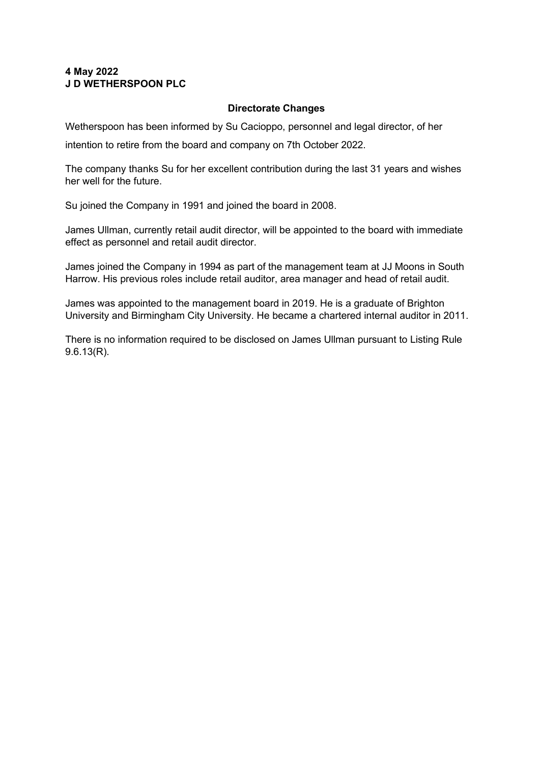**4 May 2022**
**J D WETHERSPOON PLC**

## Directorate Changes

Wetherspoon has been informed by Su Cacioppo, personnel and legal director, of her intention to retire from the board and company on 7th October 2022.

The company thanks Su for her excellent contribution during the last 31 years and wishes her well for the future.

Su joined the Company in 1991 and joined the board in 2008.

James Ullman, currently retail audit director, will be appointed to the board with immediate effect as personnel and retail audit director.

James joined the Company in 1994 as part of the management team at JJ Moons in South Harrow. His previous roles include retail auditor, area manager and head of retail audit.

James was appointed to the management board in 2019. He is a graduate of Brighton University and Birmingham City University. He became a chartered internal auditor in 2011.

There is no information required to be disclosed on James Ullman pursuant to Listing Rule 9.6.13(R).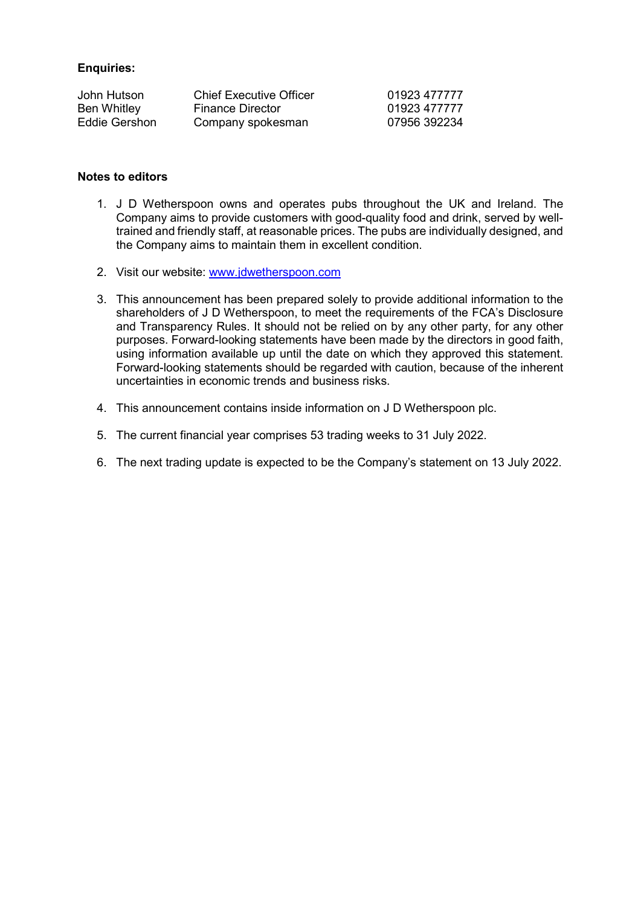**Enquiries:**

| | | |
|---|---|---|
| John Hutson | Chief Executive Officer | 01923 477777 |
| Ben Whitley | Finance Director | 01923 477777 |
| Eddie Gershon | Company spokesman | 07956 392234 |

**Notes to editors**

1. J D Wetherspoon owns and operates pubs throughout the UK and Ireland. The Company aims to provide customers with good-quality food and drink, served by well-trained and friendly staff, at reasonable prices. The pubs are individually designed, and the Company aims to maintain them in excellent condition.

2. Visit our website: [www.jdwetherspoon.com](http://www.jdwetherspoon.com)

3. This announcement has been prepared solely to provide additional information to the shareholders of J D Wetherspoon, to meet the requirements of the FCA's Disclosure and Transparency Rules. It should not be relied on by any other party, for any other purposes. Forward-looking statements have been made by the directors in good faith, using information available up until the date on which they approved this statement. Forward-looking statements should be regarded with caution, because of the inherent uncertainties in economic trends and business risks.

4. This announcement contains inside information on J D Wetherspoon plc.

5. The current financial year comprises 53 trading weeks to 31 July 2022.

6. The next trading update is expected to be the Company's statement on 13 July 2022.